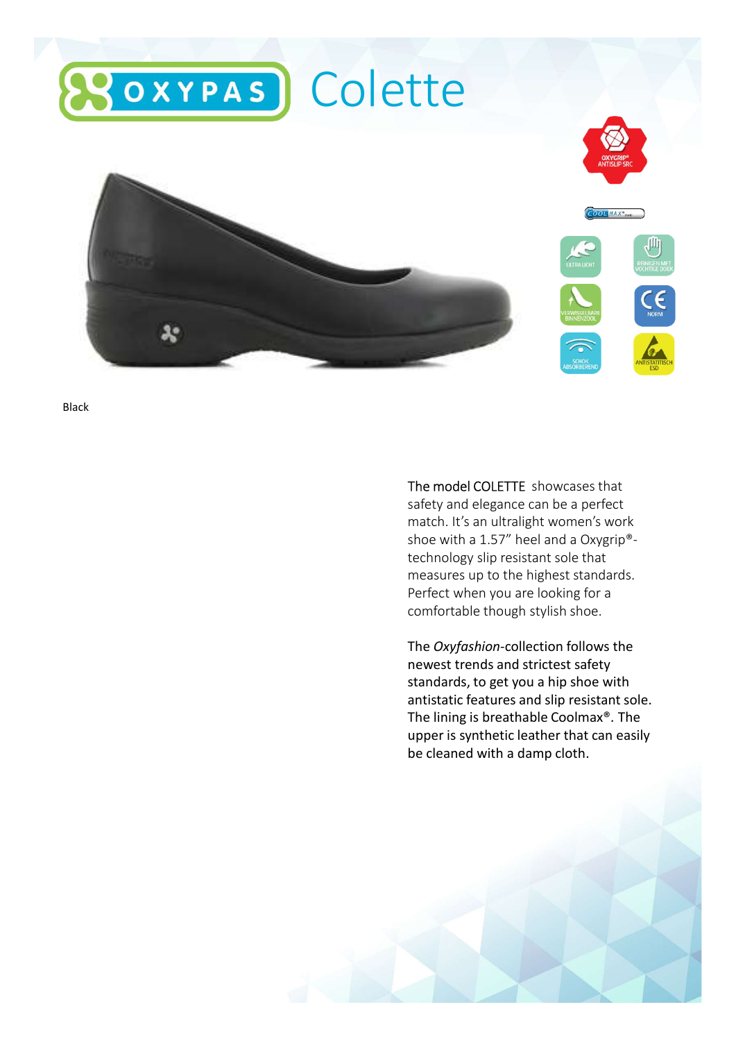# OXYPAS Colette

OXYGRIP® ANTISLIP SRC

COOLMAX®

ULTRA LICHT

REINIGEN MET VOCHTIGE DOEK

VERWISSELBARE BINNENZOOL

CE NORM

SCHOK ABSORBEREND

ANTISTATISCH ESD

Black

The model COLETTE showcases that safety and elegance can be a perfect match. It's an ultralight women's work shoe with a 1.57" heel and a Oxygrip®-technology slip resistant sole that measures up to the highest standards. Perfect when you are looking for a comfortable though stylish shoe.

The *Oxyfashion*-collection follows the newest trends and strictest safety standards, to get you a hip shoe with antistatic features and slip resistant sole. The lining is breathable Coolmax®. The upper is synthetic leather that can easily be cleaned with a damp cloth.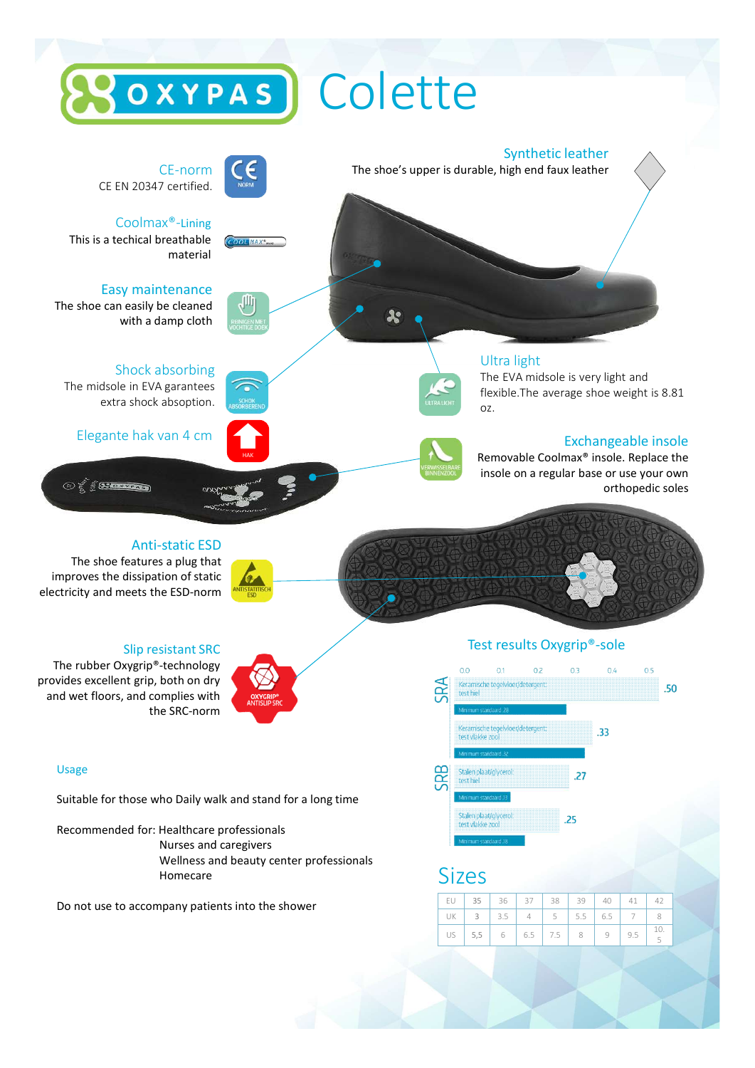# OXYPAS Colette

## CE-norm
CE EN 20347 certified.

## Coolmax®-Lining
This is a techical breathable material

## Easy maintenance
The shoe can easily be cleaned with a damp cloth

## Shock absorbing
The midsole in EVA garantees extra shock absorption.

## Elegante hak van 4 cm

## Synthetic leather
The shoe's upper is durable, high end faux leather

## Ultra light
The EVA midsole is very light and flexible.The average shoe weight is 8.81 oz.

## Exchangeable insole
Removable Coolmax® insole. Replace the insole on a regular base or use your own orthopedic soles

## Anti-static ESD
The shoe features a plug that improves the dissipation of static electricity and meets the ESD-norm

## Slip resistant SRC
The rubber Oxygrip®-technology provides excellent grip, both on dry and wet floors, and complies with the SRC-norm

## Test results Oxygrip®-sole

0.0 0.1 0.2 0.3 0.4 0.5

SRA
Keramische tegelvloer/detergent: test hiel .50
Minimum standaard .28
Keramische tegelvloer/detergent: test vlakke zool .33
Minimum standaard .32

SRB
Stalen plaat/glycerol test hiel .27
Minimum standaard .13
Stalen plaat/glycerol test vlakke zool .25
Minimum standaard .18

## Usage

Suitable for those who Daily walk and stand for a long time

Recommended for: Healthcare professionals
Nurses and caregivers
Wellness and beauty center professionals
Homecare

Do not use to accompany patients into the shower

## Sizes

| EU | 35 | 36 | 37 | 38 | 39 | 40 | 41 | 42 |
|---|---|---|---|---|---|---|---|---|
| UK | 3 | 3.5 | 4 | 5 | 5.5 | 6.5 | 7 | 8 |
| US | 5,5 | 6 | 6.5 | 7.5 | 8 | 9 | 9.5 | 10.5 |